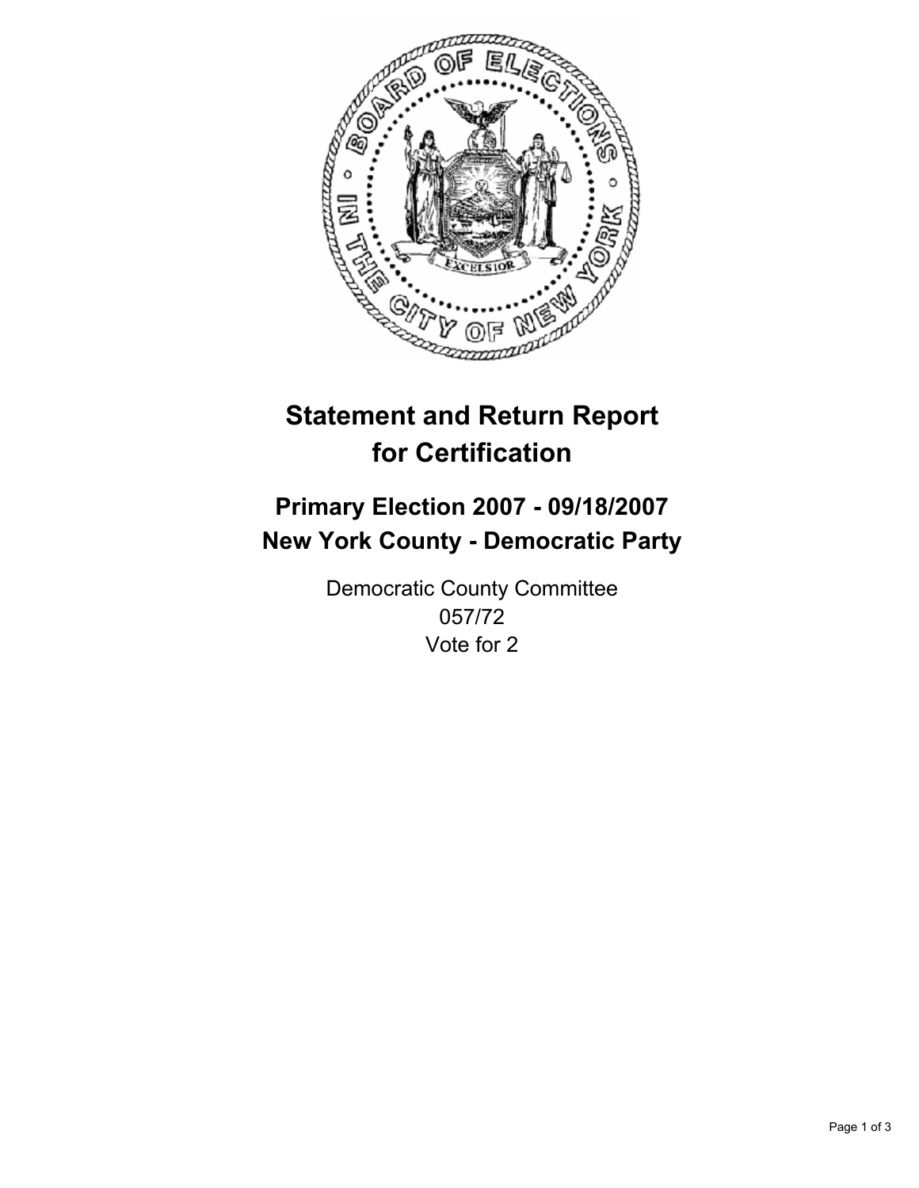# Statement and Return Report for Certification

## Primary Election 2007 - 09/18/2007
## New York County - Democratic Party

Democratic County Committee
057/72
Vote for 2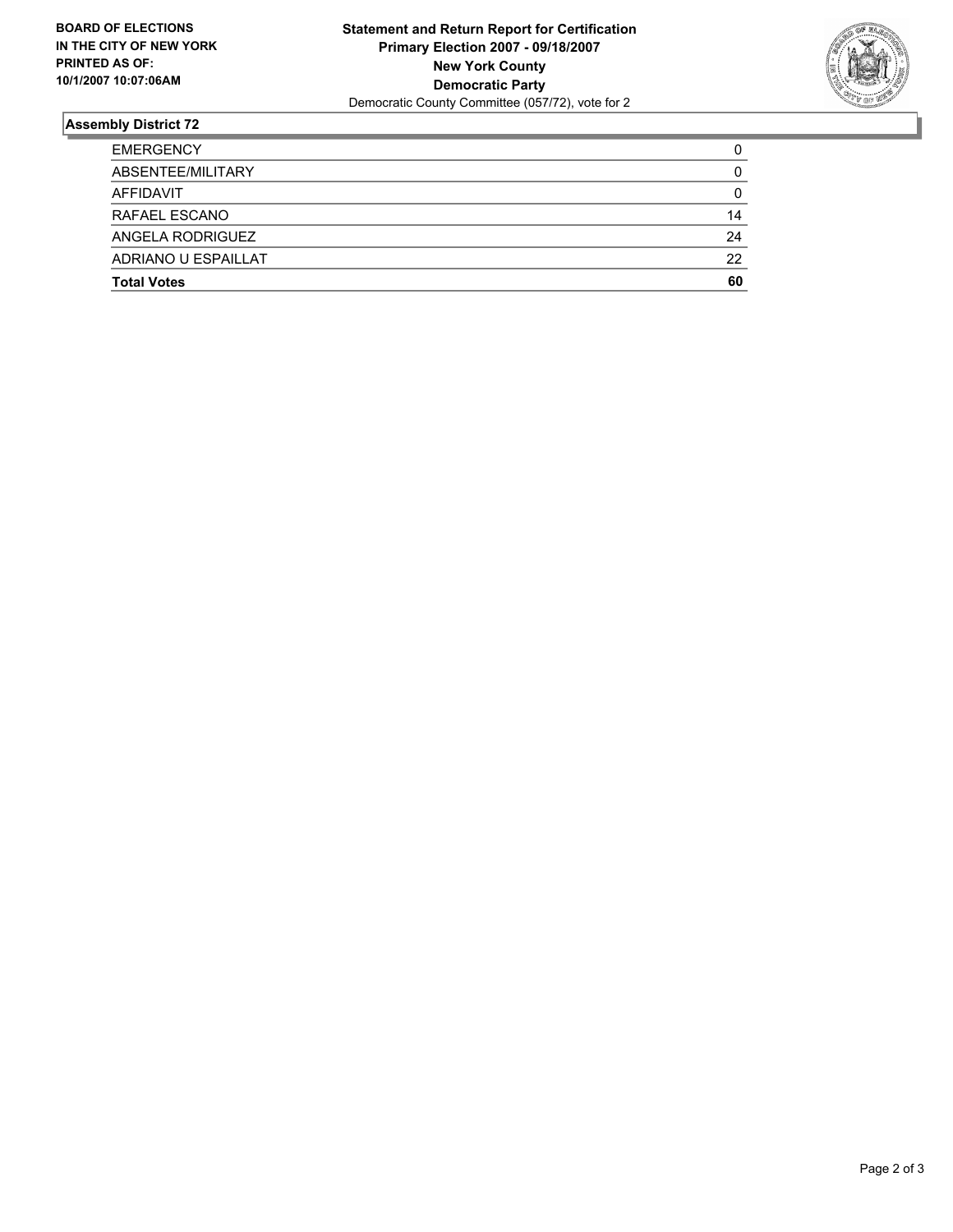**BOARD OF ELECTIONS IN THE CITY OF NEW YORK PRINTED AS OF: 10/1/2007 10:07:06AM**

**Statement and Return Report for Certification**
**Primary Election 2007 - 09/18/2007**
**New York County**
**Democratic Party**
Democratic County Committee (057/72), vote for 2

## Assembly District 72

| | |
|---|---|
| EMERGENCY | 0 |
| ABSENTEE/MILITARY | 0 |
| AFFIDAVIT | 0 |
| RAFAEL ESCANO | 14 |
| ANGELA RODRIGUEZ | 24 |
| ADRIANO U ESPAILLAT | 22 |
| **Total Votes** | **60** |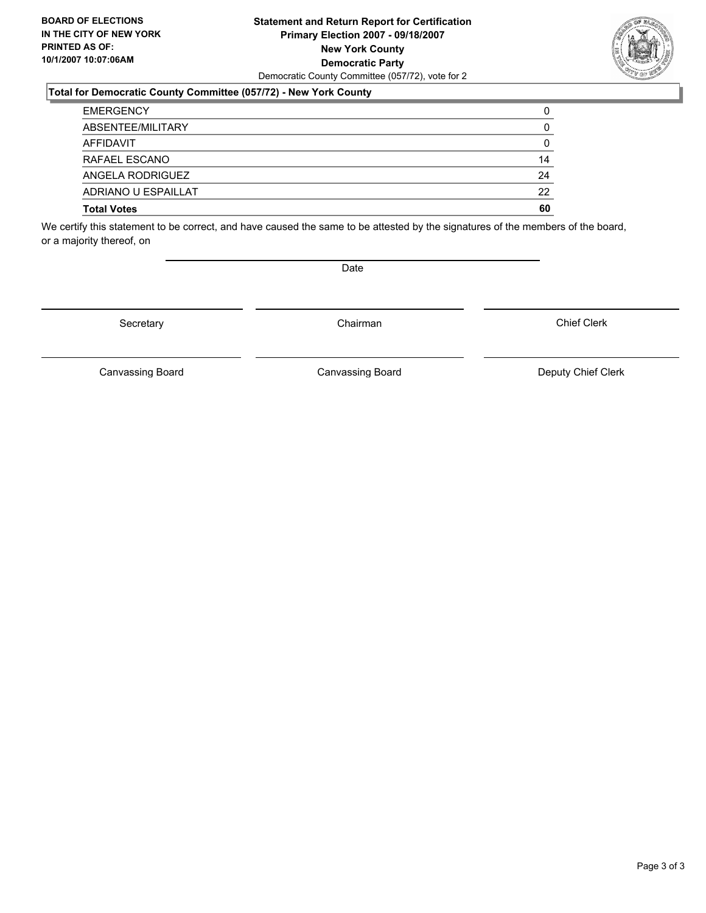**BOARD OF ELECTIONS IN THE CITY OF NEW YORK PRINTED AS OF: 10/1/2007 10:07:06AM**

**Statement and Return Report for Certification**
**Primary Election 2007 - 09/18/2007**
**New York County**
**Democratic Party**
Democratic County Committee (057/72), vote for 2

### Total for Democratic County Committee (057/72) - New York County

| | |
|---|---|
| EMERGENCY | 0 |
| ABSENTEE/MILITARY | 0 |
| AFFIDAVIT | 0 |
| RAFAEL ESCANO | 14 |
| ANGELA RODRIGUEZ | 24 |
| ADRIANO U ESPAILLAT | 22 |
| **Total Votes** | **60** |

We certify this statement to be correct, and have caused the same to be attested by the signatures of the members of the board, or a majority thereof, on

Date

Secretary

Chairman

Chief Clerk

Canvassing Board

Canvassing Board

Deputy Chief Clerk